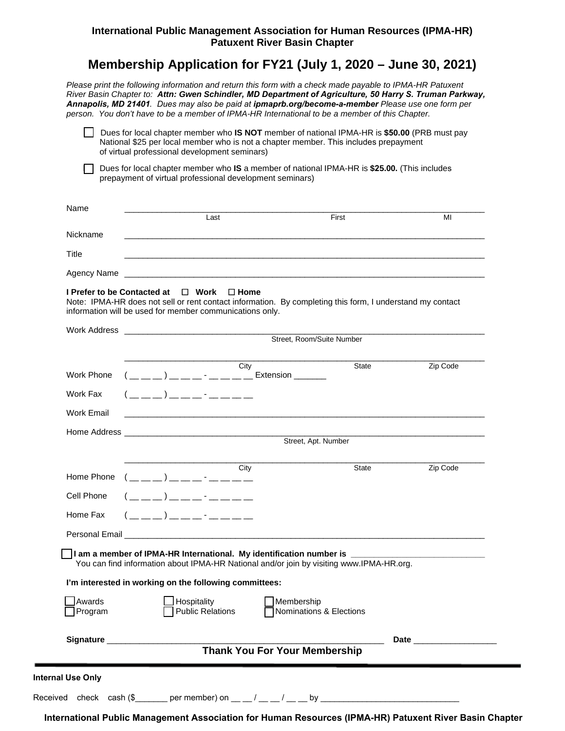**International Public Management Association for Human Resources (IPMA-HR)**
**Patuxent River Basin Chapter**

# Membership Application for FY21 (July 1, 2020 – June 30, 2021)

*Please print the following information and return this form with a check made payable to IPMA-HR Patuxent River Basin Chapter to:* ***Attn: Gwen Schindler, MD Department of Agriculture, 50 Harry S. Truman Parkway, Annapolis, MD 21401****. Dues may also be paid at* ***ipmaprb.org/become-a-member*** *Please use one form per person. You don't have to be a member of IPMA-HR International to be a member of this Chapter.*

☐ Dues for local chapter member who **IS NOT** member of national IPMA-HR is **$50.00** (PRB must pay National $25 per local member who is not a chapter member. This includes prepayment of virtual professional development seminars)

☐ Dues for local chapter member who **IS** a member of national IPMA-HR is **$25.00.** (This includes prepayment of virtual professional development seminars)

Name ______________________________________________________________
Last First MI

Nickname ______________________________________________________________

Title ______________________________________________________________

Agency Name ______________________________________________________________

**I Prefer to be Contacted at ☐ Work ☐ Home**

Note: IPMA-HR does not sell or rent contact information. By completing this form, I understand my contact information will be used for member communications only.

Work Address ______________________________________________________________
Street, Room/Suite Number

______________________________________________________________
City State Zip Code

Work Phone ( __ __ __ ) __ __ __ - __ __ __ __ Extension _______

Work Fax ( __ __ __ ) __ __ __ - __ __ __ __

Work Email ______________________________________________________________

Home Address ______________________________________________________________
Street, Apt. Number

______________________________________________________________
City State Zip Code

Home Phone ( __ __ __ ) __ __ __ - __ __ __ __

Cell Phone ( __ __ __ ) __ __ __ - __ __ __ __

Home Fax ( __ __ __ ) __ __ __ - __ __ __ __

Personal Email ______________________________________________________________

☐ **I am a member of IPMA-HR International. My identification number is** ____________________________

You can find information about IPMA-HR National and/or join by visiting www.IPMA-HR.org.

**I'm interested in working on the following committees:**

☐ Awards ☐ Hospitality ☐ Membership
☐ Program ☐ Public Relations ☐ Nominations & Elections

**Signature** ____________________________________________ **Date** _________________

**Thank You For Your Membership**

---

**Internal Use Only**

Received check cash ($_______ per member) on __ __ / __ __ / __ __ by ______________________________

**International Public Management Association for Human Resources (IPMA-HR) Patuxent River Basin Chapter**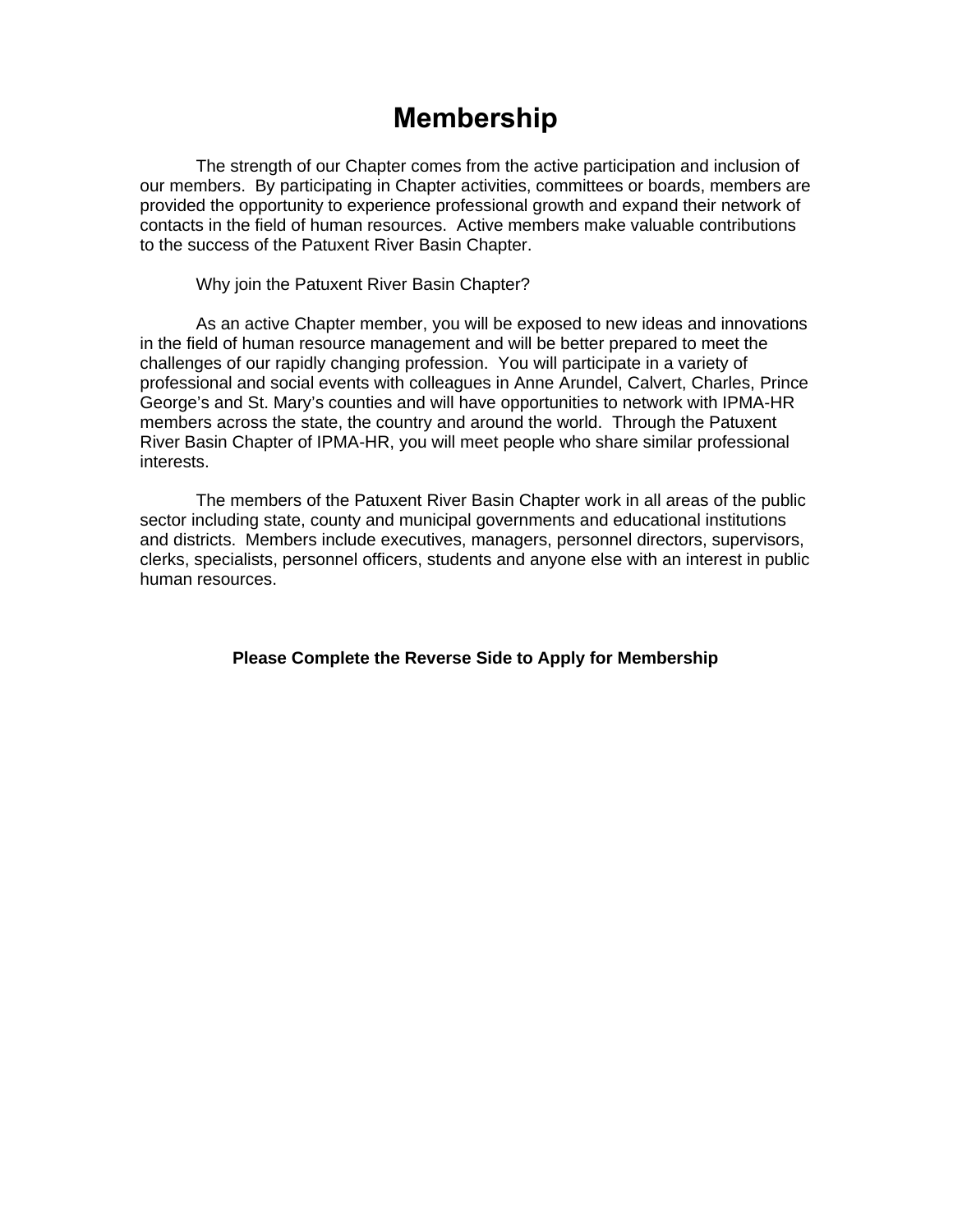# Membership

The strength of our Chapter comes from the active participation and inclusion of our members. By participating in Chapter activities, committees or boards, members are provided the opportunity to experience professional growth and expand their network of contacts in the field of human resources. Active members make valuable contributions to the success of the Patuxent River Basin Chapter.

Why join the Patuxent River Basin Chapter?

As an active Chapter member, you will be exposed to new ideas and innovations in the field of human resource management and will be better prepared to meet the challenges of our rapidly changing profession. You will participate in a variety of professional and social events with colleagues in Anne Arundel, Calvert, Charles, Prince George's and St. Mary's counties and will have opportunities to network with IPMA-HR members across the state, the country and around the world. Through the Patuxent River Basin Chapter of IPMA-HR, you will meet people who share similar professional interests.

The members of the Patuxent River Basin Chapter work in all areas of the public sector including state, county and municipal governments and educational institutions and districts. Members include executives, managers, personnel directors, supervisors, clerks, specialists, personnel officers, students and anyone else with an interest in public human resources.

**Please Complete the Reverse Side to Apply for Membership**